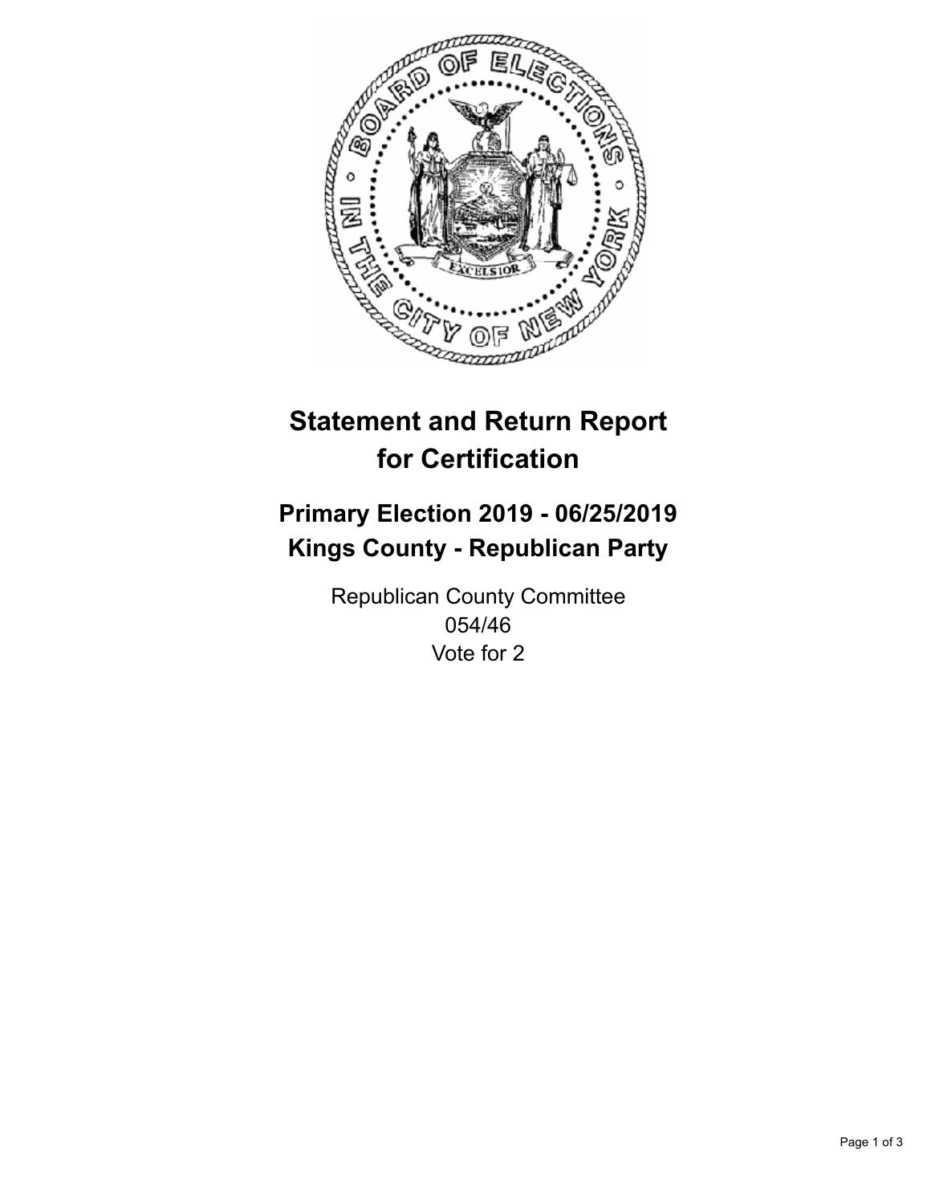# Statement and Return Report for Certification

## Primary Election 2019 - 06/25/2019
## Kings County - Republican Party

Republican County Committee
054/46
Vote for 2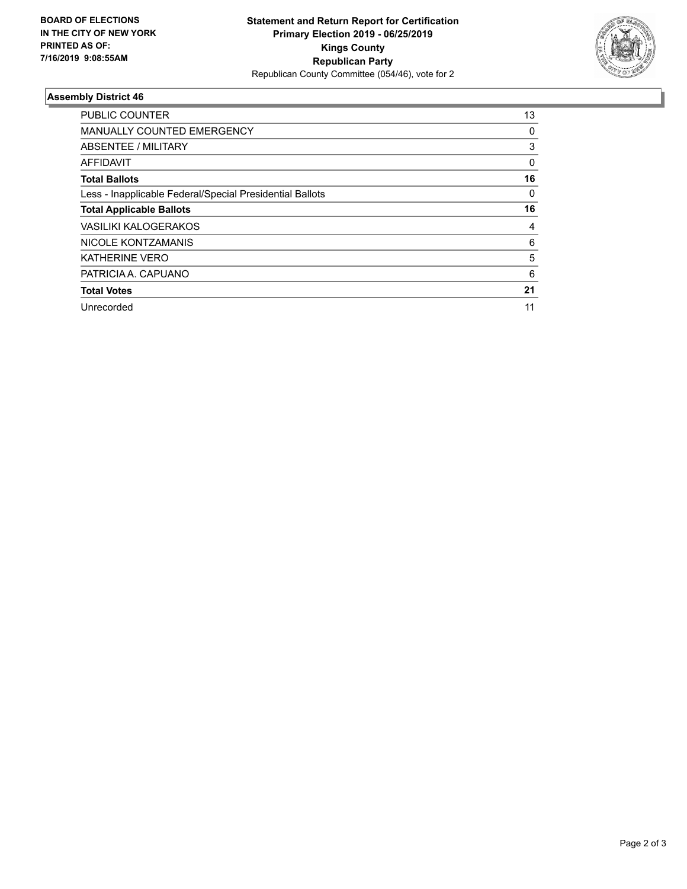BOARD OF ELECTIONS
IN THE CITY OF NEW YORK
PRINTED AS OF:
7/16/2019 9:08:55AM

**Statement and Return Report for Certification**
**Primary Election 2019 - 06/25/2019**
**Kings County**
**Republican Party**
Republican County Committee (054/46), vote for 2

## Assembly District 46

| | |
|---|---|
| PUBLIC COUNTER | 13 |
| MANUALLY COUNTED EMERGENCY | 0 |
| ABSENTEE / MILITARY | 3 |
| AFFIDAVIT | 0 |
| **Total Ballots** | **16** |
| Less - Inapplicable Federal/Special Presidential Ballots | 0 |
| **Total Applicable Ballots** | **16** |
| VASILIKI KALOGERAKOS | 4 |
| NICOLE KONTZAMANIS | 6 |
| KATHERINE VERO | 5 |
| PATRICIA A. CAPUANO | 6 |
| **Total Votes** | **21** |
| Unrecorded | 11 |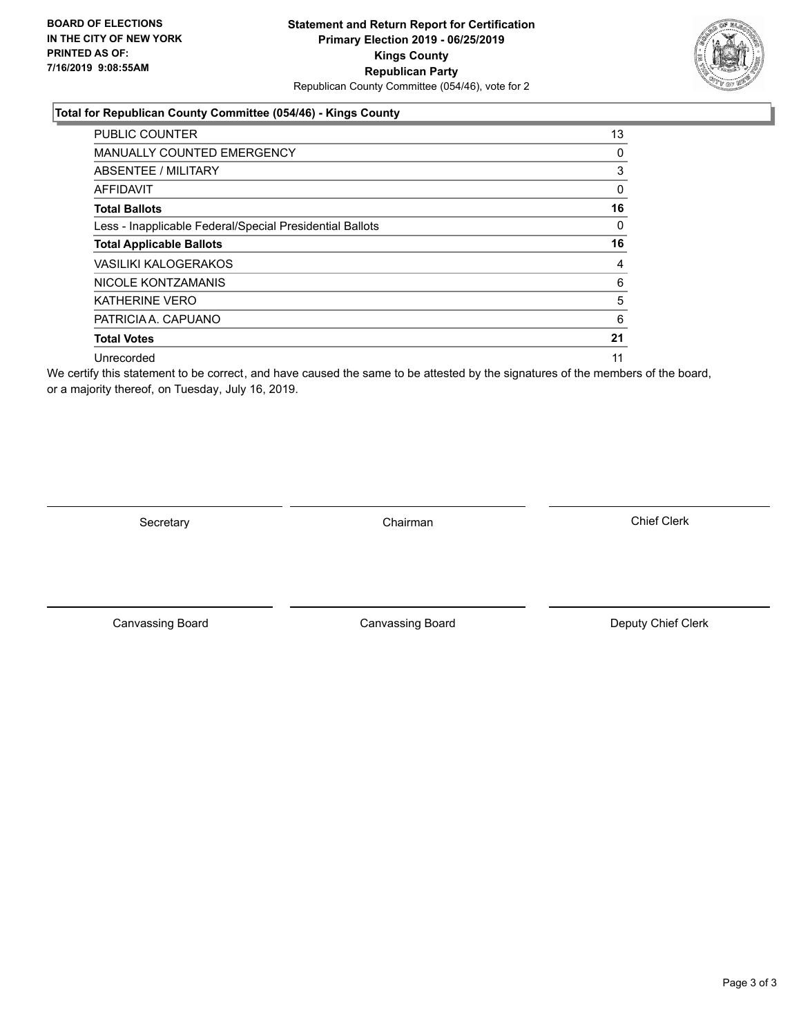**BOARD OF ELECTIONS**
**IN THE CITY OF NEW YORK**
**PRINTED AS OF:**
**7/16/2019 9:08:55AM**

**Statement and Return Report for Certification**
**Primary Election 2019 - 06/25/2019**
**Kings County**
**Republican Party**
Republican County Committee (054/46), vote for 2

### Total for Republican County Committee (054/46) - Kings County

| | |
|---|---|
| PUBLIC COUNTER | 13 |
| MANUALLY COUNTED EMERGENCY | 0 |
| ABSENTEE / MILITARY | 3 |
| AFFIDAVIT | 0 |
| **Total Ballots** | **16** |
| Less - Inapplicable Federal/Special Presidential Ballots | 0 |
| **Total Applicable Ballots** | **16** |
| VASILIKI KALOGERAKOS | 4 |
| NICOLE KONTZAMANIS | 6 |
| KATHERINE VERO | 5 |
| PATRICIA A. CAPUANO | 6 |
| **Total Votes** | **21** |
| Unrecorded | 11 |

We certify this statement to be correct, and have caused the same to be attested by the signatures of the members of the board, or a majority thereof, on Tuesday, July 16, 2019.

Secretary

Chairman

Chief Clerk

Canvassing Board

Canvassing Board

Deputy Chief Clerk